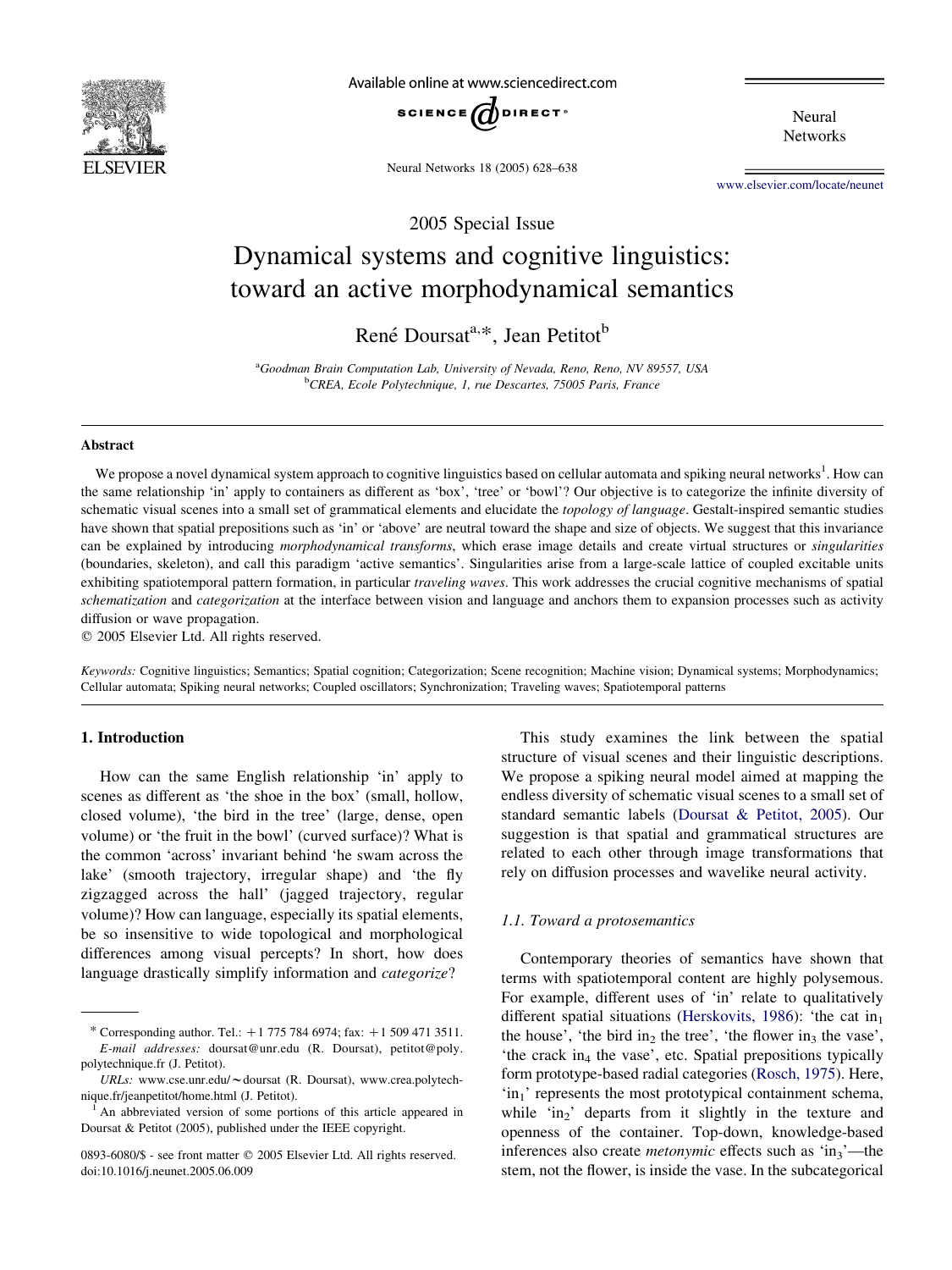2005 Special Issue

# Dynamical systems and cognitive linguistics: toward an active morphodynamical semantics

René Doursat[a,*], Jean Petitot[b]

[a]Goodman Brain Computation Lab, University of Nevada, Reno, Reno, NV 89557, USA
[b]CREA, Ecole Polytechnique, 1, rue Descartes, 75005 Paris, France

## Abstract

We propose a novel dynamical system approach to cognitive linguistics based on cellular automata and spiking neural networks[1]. How can the same relationship 'in' apply to containers as different as 'box', 'tree' or 'bowl'? Our objective is to categorize the infinite diversity of schematic visual scenes into a small set of grammatical elements and elucidate the *topology of language*. Gestalt-inspired semantic studies have shown that spatial prepositions such as 'in' or 'above' are neutral toward the shape and size of objects. We suggest that this invariance can be explained by introducing *morphodynamical transforms*, which erase image details and create virtual structures or *singularities* (boundaries, skeleton), and call this paradigm 'active semantics'. Singularities arise from a large-scale lattice of coupled excitable units exhibiting spatiotemporal pattern formation, in particular *traveling waves*. This work addresses the crucial cognitive mechanisms of spatial *schematization* and *categorization* at the interface between vision and language and anchors them to expansion processes such as activity diffusion or wave propagation.

© 2005 Elsevier Ltd. All rights reserved.

*Keywords:* Cognitive linguistics; Semantics; Spatial cognition; Categorization; Scene recognition; Machine vision; Dynamical systems; Morphodynamics; Cellular automata; Spiking neural networks; Coupled oscillators; Synchronization; Traveling waves; Spatiotemporal patterns

## 1. Introduction

How can the same English relationship 'in' apply to scenes as different as 'the shoe in the box' (small, hollow, closed volume), 'the bird in the tree' (large, dense, open volume) or 'the fruit in the bowl' (curved surface)? What is the common 'across' invariant behind 'he swam across the lake' (smooth trajectory, irregular shape) and 'the fly zigzagged across the hall' (jagged trajectory, regular volume)? How can language, especially its spatial elements, be so insensitive to wide topological and morphological differences among visual percepts? In short, how does language drastically simplify information and *categorize*?

This study examines the link between the spatial structure of visual scenes and their linguistic descriptions. We propose a spiking neural model aimed at mapping the endless diversity of schematic visual scenes to a small set of standard semantic labels (Doursat & Petitot, 2005). Our suggestion is that spatial and grammatical structures are related to each other through image transformations that rely on diffusion processes and wavelike neural activity.

### 1.1. Toward a protosemantics

Contemporary theories of semantics have shown that terms with spatiotemporal content are highly polysemous. For example, different uses of 'in' relate to qualitatively different spatial situations (Herskovits, 1986): 'the cat $in_1$ the house', 'the bird $in_2$ the tree', 'the flower $in_3$ the vase', 'the crack $in_4$ the vase', etc. Spatial prepositions typically form prototype-based radial categories (Rosch, 1975). Here, '$in_1$' represents the most prototypical containment schema, while '$in_2$' departs from it slightly in the texture and openness of the container. Top-down, knowledge-based inferences also create *metonymic* effects such as '$in_3$'—the stem, not the flower, is inside the vase. In the subcategorical

---

\* Corresponding author. Tel.: +1 775 784 6974; fax: +1 509 471 3511.
*E-mail addresses:* doursat@unr.edu (R. Doursat), petitot@poly.polytechnique.fr (J. Petitot).
*URLs:* www.cse.unr.edu/~doursat (R. Doursat), www.crea.polytechnique.fr/jeanpetitot/home.html (J. Petitot).

[1] An abbreviated version of some portions of this article appeared in Doursat & Petitot (2005), published under the IEEE copyright.

0893-6080/$ - see front matter © 2005 Elsevier Ltd. All rights reserved.
doi:10.1016/j.neunet.2005.06.009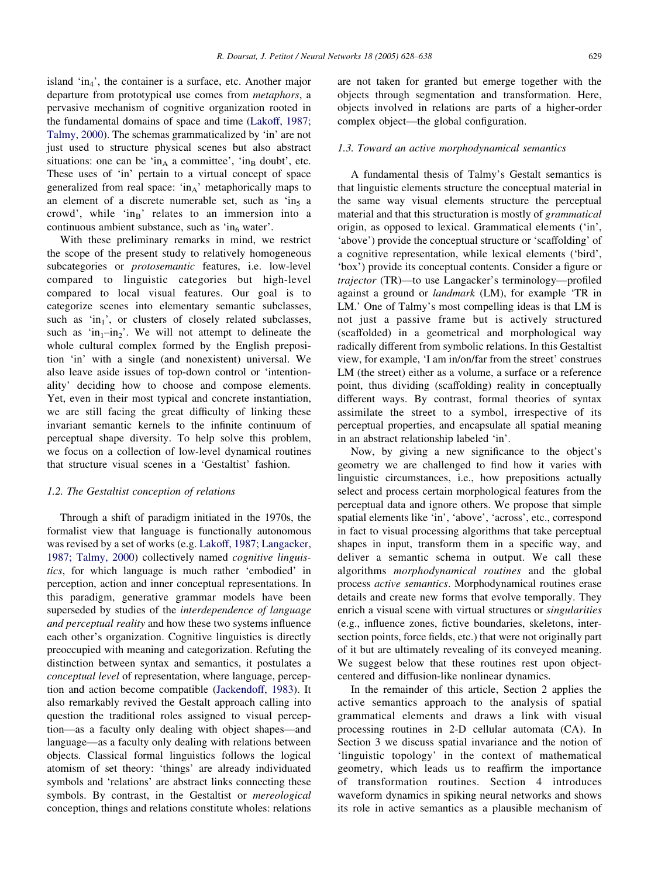island '$\text{in}_4$', the container is a surface, etc. Another major departure from prototypical use comes from *metaphors*, a pervasive mechanism of cognitive organization rooted in the fundamental domains of space and time (Lakoff, 1987; Talmy, 2000). The schemas grammaticalized by 'in' are not just used to structure physical scenes but also abstract situations: one can be '$\text{in}_A$ a committee', '$\text{in}_B$ doubt', etc. These uses of 'in' pertain to a virtual concept of space generalized from real space: '$\text{in}_A$' metaphorically maps to an element of a discrete numerable set, such as '$\text{in}_5$ a crowd', while '$\text{in}_B$' relates to an immersion into a continuous ambient substance, such as '$\text{in}_6$ water'.

With these preliminary remarks in mind, we restrict the scope of the present study to relatively homogeneous subcategories or *protosemantic* features, i.e. low-level compared to linguistic categories but high-level compared to local visual features. Our goal is to categorize scenes into elementary semantic subclasses, such as '$\text{in}_1$', or clusters of closely related subclasses, such as '$\text{in}_1$–$\text{in}_2$'. We will not attempt to delineate the whole cultural complex formed by the English preposition 'in' with a single (and nonexistent) universal. We also leave aside issues of top-down control or 'intentionality' deciding how to choose and compose elements. Yet, even in their most typical and concrete instantiation, we are still facing the great difficulty of linking these invariant semantic kernels to the infinite continuum of perceptual shape diversity. To help solve this problem, we focus on a collection of low-level dynamical routines that structure visual scenes in a 'Gestaltist' fashion.

### 1.2. The Gestaltist conception of relations

Through a shift of paradigm initiated in the 1970s, the formalist view that language is functionally autonomous was revised by a set of works (e.g. Lakoff, 1987; Langacker, 1987; Talmy, 2000) collectively named *cognitive linguistics*, for which language is much rather 'embodied' in perception, action and inner conceptual representations. In this paradigm, generative grammar models have been superseded by studies of the *interdependence of language and perceptual reality* and how these two systems influence each other's organization. Cognitive linguistics is directly preoccupied with meaning and categorization. Refuting the distinction between syntax and semantics, it postulates a *conceptual level* of representation, where language, perception and action become compatible (Jackendoff, 1983). It also remarkably revived the Gestalt approach calling into question the traditional roles assigned to visual perception—as a faculty only dealing with object shapes—and language—as a faculty only dealing with relations between objects. Classical formal linguistics follows the logical atomism of set theory: 'things' are already individuated symbols and 'relations' are abstract links connecting these symbols. By contrast, in the Gestaltist or *mereological* conception, things and relations constitute wholes: relations are not taken for granted but emerge together with the objects through segmentation and transformation. Here, objects involved in relations are parts of a higher-order complex object—the global configuration.

### 1.3. Toward an active morphodynamical semantics

A fundamental thesis of Talmy's Gestalt semantics is that linguistic elements structure the conceptual material in the same way visual elements structure the perceptual material and that this structuration is mostly of *grammatical* origin, as opposed to lexical. Grammatical elements ('in', 'above') provide the conceptual structure or 'scaffolding' of a cognitive representation, while lexical elements ('bird', 'box') provide its conceptual contents. Consider a figure or *trajector* (TR)—to use Langacker's terminology—profiled against a ground or *landmark* (LM), for example 'TR in LM.' One of Talmy's most compelling ideas is that LM is not just a passive frame but is actively structured (scaffolded) in a geometrical and morphological way radically different from symbolic relations. In this Gestaltist view, for example, 'I am in/on/far from the street' construes LM (the street) either as a volume, a surface or a reference point, thus dividing (scaffolding) reality in conceptually different ways. By contrast, formal theories of syntax assimilate the street to a symbol, irrespective of its perceptual properties, and encapsulate all spatial meaning in an abstract relationship labeled 'in'.

Now, by giving a new significance to the object's geometry we are challenged to find how it varies with linguistic circumstances, i.e., how prepositions actually select and process certain morphological features from the perceptual data and ignore others. We propose that simple spatial elements like 'in', 'above', 'across', etc., correspond in fact to visual processing algorithms that take perceptual shapes in input, transform them in a specific way, and deliver a semantic schema in output. We call these algorithms *morphodynamical routines* and the global process *active semantics*. Morphodynamical routines erase details and create new forms that evolve temporally. They enrich a visual scene with virtual structures or *singularities* (e.g., influence zones, fictive boundaries, skeletons, intersection points, force fields, etc.) that were not originally part of it but are ultimately revealing of its conveyed meaning. We suggest below that these routines rest upon object-centered and diffusion-like nonlinear dynamics.

In the remainder of this article, Section 2 applies the active semantics approach to the analysis of spatial grammatical elements and draws a link with visual processing routines in 2-D cellular automata (CA). In Section 3 we discuss spatial invariance and the notion of 'linguistic topology' in the context of mathematical geometry, which leads us to reaffirm the importance of transformation routines. Section 4 introduces waveform dynamics in spiking neural networks and shows its role in active semantics as a plausible mechanism of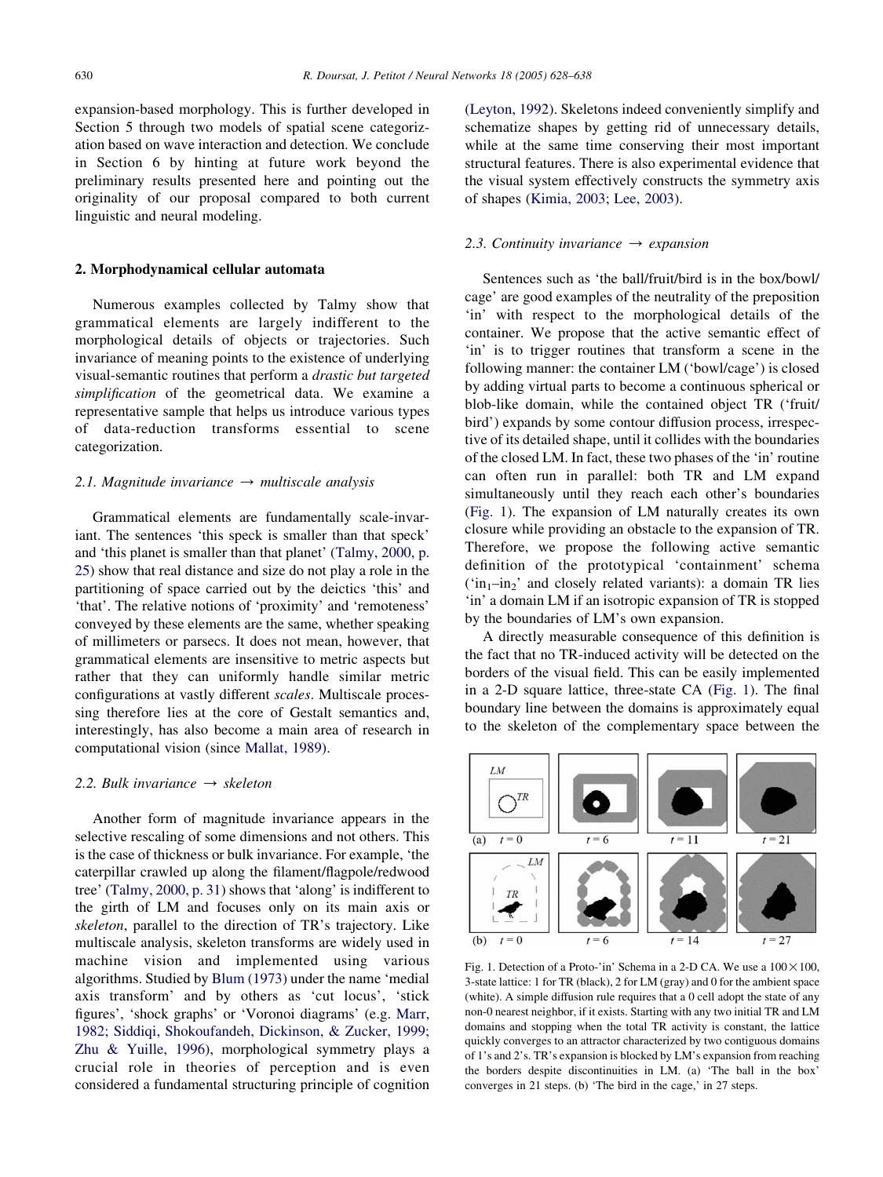expansion-based morphology. This is further developed in Section 5 through two models of spatial scene categorization based on wave interaction and detection. We conclude in Section 6 by hinting at future work beyond the preliminary results presented here and pointing out the originality of our proposal compared to both current linguistic and neural modeling.

## 2. Morphodynamical cellular automata

Numerous examples collected by Talmy show that grammatical elements are largely indifferent to the morphological details of objects or trajectories. Such invariance of meaning points to the existence of underlying visual-semantic routines that perform a *drastic but targeted simplification* of the geometrical data. We examine a representative sample that helps us introduce various types of data-reduction transforms essential to scene categorization.

### *2.1. Magnitude invariance → multiscale analysis*

Grammatical elements are fundamentally scale-invariant. The sentences 'this speck is smaller than that speck' and 'this planet is smaller than that planet' (Talmy, 2000, p. 25) show that real distance and size do not play a role in the partitioning of space carried out by the deictics 'this' and 'that'. The relative notions of 'proximity' and 'remoteness' conveyed by these elements are the same, whether speaking of millimeters or parsecs. It does not mean, however, that grammatical elements are insensitive to metric aspects but rather that they can uniformly handle similar metric configurations at vastly different *scales*. Multiscale processing therefore lies at the core of Gestalt semantics and, interestingly, has also become a main area of research in computational vision (since Mallat, 1989).

### *2.2. Bulk invariance → skeleton*

Another form of magnitude invariance appears in the selective rescaling of some dimensions and not others. This is the case of thickness or bulk invariance. For example, 'the caterpillar crawled up along the filament/flagpole/redwood tree' (Talmy, 2000, p. 31) shows that 'along' is indifferent to the girth of LM and focuses only on its main axis or *skeleton*, parallel to the direction of TR's trajectory. Like multiscale analysis, skeleton transforms are widely used in machine vision and implemented using various algorithms. Studied by Blum (1973) under the name 'medial axis transform' and by others as 'cut locus', 'stick figures', 'shock graphs' or 'Voronoi diagrams' (e.g. Marr, 1982; Siddiqi, Shokoufandeh, Dickinson, & Zucker, 1999; Zhu & Yuille, 1996), morphological symmetry plays a crucial role in theories of perception and is even considered a fundamental structuring principle of cognition (Leyton, 1992). Skeletons indeed conveniently simplify and schematize shapes by getting rid of unnecessary details, while at the same time conserving their most important structural features. There is also experimental evidence that the visual system effectively constructs the symmetry axis of shapes (Kimia, 2003; Lee, 2003).

### *2.3. Continuity invariance → expansion*

Sentences such as 'the ball/fruit/bird is in the box/bowl/cage' are good examples of the neutrality of the preposition 'in' with respect to the morphological details of the container. We propose that the active semantic effect of 'in' is to trigger routines that transform a scene in the following manner: the container LM ('bowl/cage') is closed by adding virtual parts to become a continuous spherical or blob-like domain, while the contained object TR ('fruit/bird') expands by some contour diffusion process, irrespective of its detailed shape, until it collides with the boundaries of the closed LM. In fact, these two phases of the 'in' routine can often run in parallel: both TR and LM expand simultaneously until they reach each other's boundaries (Fig. 1). The expansion of LM naturally creates its own closure while providing an obstacle to the expansion of TR. Therefore, we propose the following active semantic definition of the prototypical 'containment' schema ('$\text{in}_1$–$\text{in}_2$' and closely related variants): a domain TR lies 'in' a domain LM if an isotropic expansion of TR is stopped by the boundaries of LM's own expansion.

A directly measurable consequence of this definition is the fact that no TR-induced activity will be detected on the borders of the visual field. This can be easily implemented in a 2-D square lattice, three-state CA (Fig. 1). The final boundary line between the domains is approximately equal to the skeleton of the complementary space between the

LM
TR
(a) $t = 0$
$t = 6$
$t = 11$
$t = 21$
LM
TR
(b) $t = 0$
$t = 6$
$t = 14$
$t = 27$

Fig. 1. Detection of a Proto-'in' Schema in a 2-D CA. We use a $100 \times 100$, 3-state lattice: 1 for TR (black), 2 for LM (gray) and 0 for the ambient space (white). A simple diffusion rule requires that a 0 cell adopt the state of any non-0 nearest neighbor, if it exists. Starting with any two initial TR and LM domains and stopping when the total TR activity is constant, the lattice quickly converges to an attractor characterized by two contiguous domains of 1's and 2's. TR's expansion is blocked by LM's expansion from reaching the borders despite discontinuities in LM. (a) 'The ball in the box' converges in 21 steps. (b) 'The bird in the cage,' in 27 steps.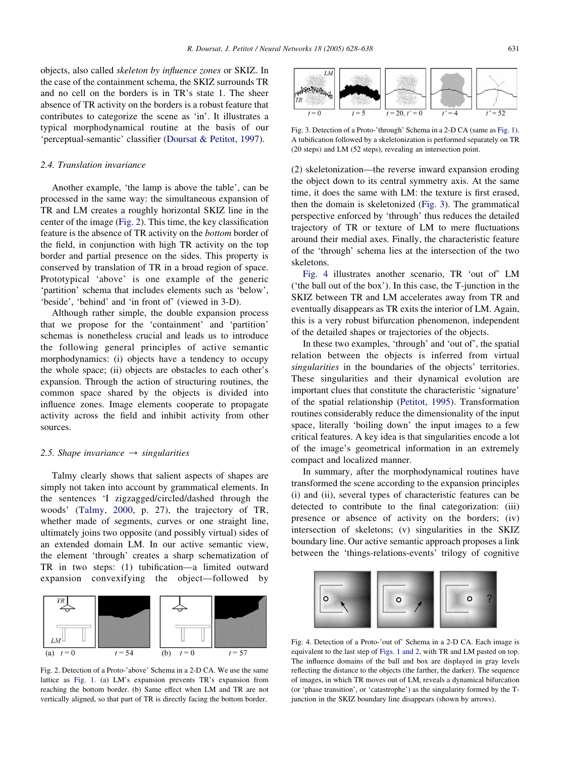objects, also called *skeleton by influence zones* or SKIZ. In the case of the containment schema, the SKIZ surrounds TR and no cell on the borders is in TR's state 1. The sheer absence of TR activity on the borders is a robust feature that contributes to categorize the scene as 'in'. It illustrates a typical morphodynamical routine at the basis of our 'perceptual-semantic' classifier (Doursat & Petitot, 1997).

### 2.4. Translation invariance

Another example, 'the lamp is above the table', can be processed in the same way: the simultaneous expansion of TR and LM creates a roughly horizontal SKIZ line in the center of the image (Fig. 2). This time, the key classification feature is the absence of TR activity on the *bottom* border of the field, in conjunction with high TR activity on the top border and partial presence on the sides. This property is conserved by translation of TR in a broad region of space. Prototypical 'above' is one example of the generic 'partition' schema that includes elements such as 'below', 'beside', 'behind' and 'in front of' (viewed in 3-D).

Although rather simple, the double expansion process that we propose for the 'containment' and 'partition' schemas is nonetheless crucial and leads us to introduce the following general principles of active semantic morphodynamics: (i) objects have a tendency to occupy the whole space; (ii) objects are obstacles to each other's expansion. Through the action of structuring routines, the common space shared by the objects is divided into influence zones. Image elements cooperate to propagate activity across the field and inhibit activity from other sources.

### 2.5. Shape invariance → singularities

Talmy clearly shows that salient aspects of shapes are simply not taken into account by grammatical elements. In the sentences 'I zigzagged/circled/dashed through the woods' (Talmy, 2000, p. 27), the trajectory of TR, whether made of segments, curves or one straight line, ultimately joins two opposite (and possibly virtual) sides of an extended domain LM. In our active semantic view, the element 'through' creates a sharp schematization of TR in two steps: (1) tubification—a limited outward expansion convexifying the object—followed by (2) skeletonization—the reverse inward expansion eroding the object down to its central symmetry axis. At the same time, it does the same with LM: the texture is first erased, then the domain is skeletonized (Fig. 3). The grammatical perspective enforced by 'through' thus reduces the detailed trajectory of TR or texture of LM to mere fluctuations around their medial axes. Finally, the characteristic feature of the 'through' schema lies at the intersection of the two skeletons.

Fig. 2. Detection of a Proto-'above' Schema in a 2-D CA. We use the same lattice as Fig. 1. (a) LM's expansion prevents TR's expansion from reaching the bottom border. (b) Same effect when LM and TR are not vertically aligned, so that part of TR is directly facing the bottom border.

Fig. 3. Detection of a Proto-'through' Schema in a 2-D CA (same as Fig. 1). A tubification followed by a skeletonization is performed separately on TR (20 steps) and LM (52 steps), revealing an intersection point.

Fig. 4 illustrates another scenario, TR 'out of' LM ('the ball out of the box'). In this case, the T-junction in the SKIZ between TR and LM accelerates away from TR and eventually disappears as TR exits the interior of LM. Again, this is a very robust bifurcation phenomenon, independent of the detailed shapes or trajectories of the objects.

In these two examples, 'through' and 'out of', the spatial relation between the objects is inferred from virtual *singularities* in the boundaries of the objects' territories. These singularities and their dynamical evolution are important clues that constitute the characteristic 'signature' of the spatial relationship (Petitot, 1995). Transformation routines considerably reduce the dimensionality of the input space, literally 'boiling down' the input images to a few critical features. A key idea is that singularities encode a lot of the image's geometrical information in an extremely compact and localized manner.

In summary, after the morphodynamical routines have transformed the scene according to the expansion principles (i) and (ii), several types of characteristic features can be detected to contribute to the final categorization: (iii) presence or absence of activity on the borders; (iv) intersection of skeletons; (v) singularities in the SKIZ boundary line. Our active semantic approach proposes a link between the 'things-relations-events' trilogy of cognitive

Fig. 4. Detection of a Proto-'out of' Schema in a 2-D CA. Each image is equivalent to the last step of Figs. 1 and 2, with TR and LM pasted on top. The influence domains of the ball and box are displayed in gray levels reflecting the distance to the objects (the farther, the darker). The sequence of images, in which TR moves out of LM, reveals a dynamical bifurcation (or 'phase transition', or 'catastrophe') as the singularity formed by the T-junction in the SKIZ boundary line disappears (shown by arrows).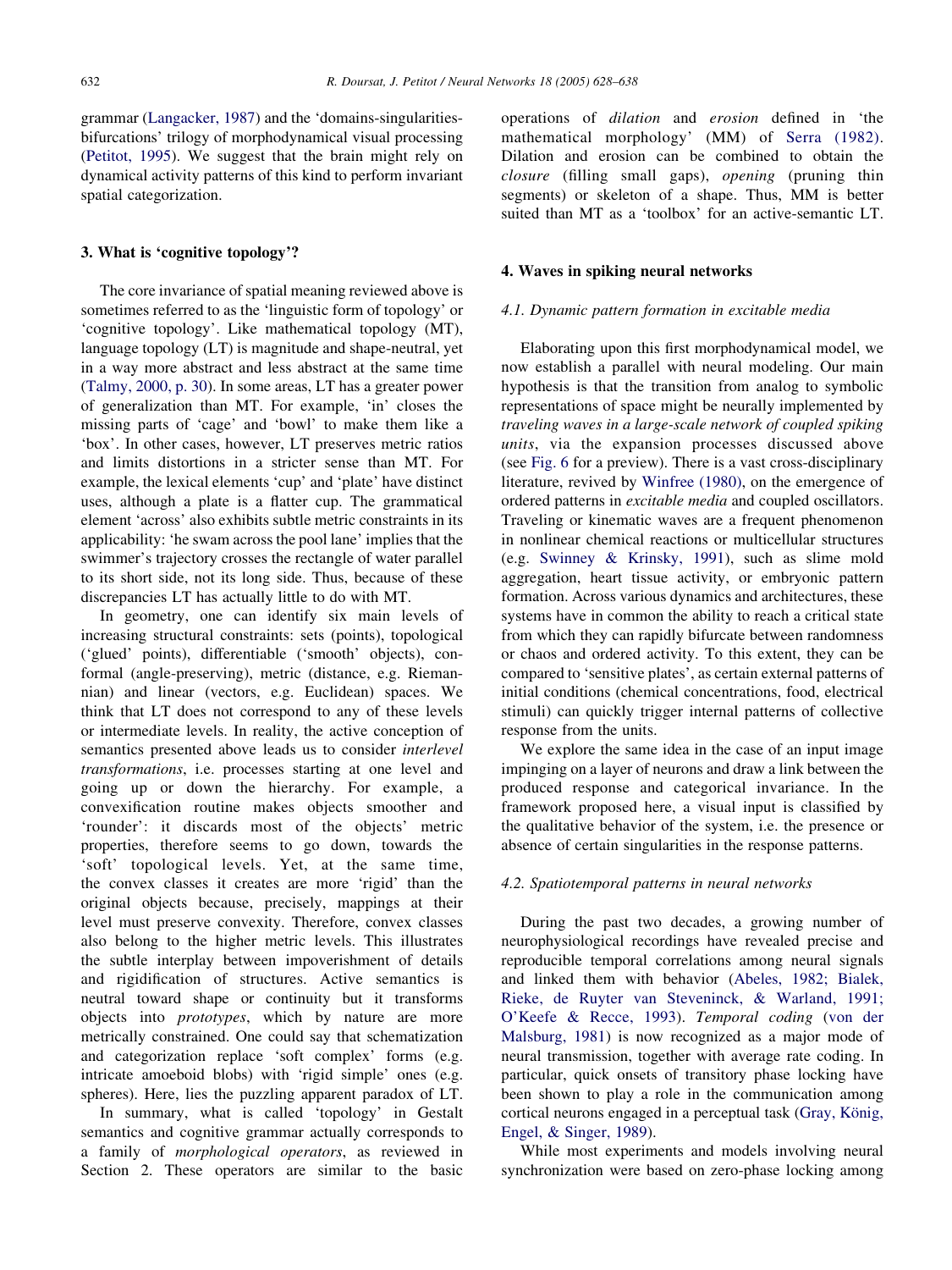grammar (Langacker, 1987) and the 'domains-singularities-bifurcations' trilogy of morphodynamical visual processing (Petitot, 1995). We suggest that the brain might rely on dynamical activity patterns of this kind to perform invariant spatial categorization.

## 3. What is 'cognitive topology'?

The core invariance of spatial meaning reviewed above is sometimes referred to as the 'linguistic form of topology' or 'cognitive topology'. Like mathematical topology (MT), language topology (LT) is magnitude and shape-neutral, yet in a way more abstract and less abstract at the same time (Talmy, 2000, p. 30). In some areas, LT has a greater power of generalization than MT. For example, 'in' closes the missing parts of 'cage' and 'bowl' to make them like a 'box'. In other cases, however, LT preserves metric ratios and limits distortions in a stricter sense than MT. For example, the lexical elements 'cup' and 'plate' have distinct uses, although a plate is a flatter cup. The grammatical element 'across' also exhibits subtle metric constraints in its applicability: 'he swam across the pool lane' implies that the swimmer's trajectory crosses the rectangle of water parallel to its short side, not its long side. Thus, because of these discrepancies LT has actually little to do with MT.

In geometry, one can identify six main levels of increasing structural constraints: sets (points), topological ('glued' points), differentiable ('smooth' objects), conformal (angle-preserving), metric (distance, e.g. Riemannian) and linear (vectors, e.g. Euclidean) spaces. We think that LT does not correspond to any of these levels or intermediate levels. In reality, the active conception of semantics presented above leads us to consider *interlevel transformations*, i.e. processes starting at one level and going up or down the hierarchy. For example, a convexification routine makes objects smoother and 'rounder': it discards most of the objects' metric properties, therefore seems to go down, towards the 'soft' topological levels. Yet, at the same time, the convex classes it creates are more 'rigid' than the original objects because, precisely, mappings at their level must preserve convexity. Therefore, convex classes also belong to the higher metric levels. This illustrates the subtle interplay between impoverishment of details and rigidification of structures. Active semantics is neutral toward shape or continuity but it transforms objects into *prototypes*, which by nature are more metrically constrained. One could say that schematization and categorization replace 'soft complex' forms (e.g. intricate amoeboid blobs) with 'rigid simple' ones (e.g. spheres). Here, lies the puzzling apparent paradox of LT.

In summary, what is called 'topology' in Gestalt semantics and cognitive grammar actually corresponds to a family of *morphological operators*, as reviewed in Section 2. These operators are similar to the basic operations of *dilation* and *erosion* defined in 'the mathematical morphology' (MM) of Serra (1982). Dilation and erosion can be combined to obtain the *closure* (filling small gaps), *opening* (pruning thin segments) or skeleton of a shape. Thus, MM is better suited than MT as a 'toolbox' for an active-semantic LT.

## 4. Waves in spiking neural networks

### 4.1. Dynamic pattern formation in excitable media

Elaborating upon this first morphodynamical model, we now establish a parallel with neural modeling. Our main hypothesis is that the transition from analog to symbolic representations of space might be neurally implemented by *traveling waves in a large-scale network of coupled spiking units*, via the expansion processes discussed above (see Fig. 6 for a preview). There is a vast cross-disciplinary literature, revived by Winfree (1980), on the emergence of ordered patterns in *excitable media* and coupled oscillators. Traveling or kinematic waves are a frequent phenomenon in nonlinear chemical reactions or multicellular structures (e.g. Swinney & Krinsky, 1991), such as slime mold aggregation, heart tissue activity, or embryonic pattern formation. Across various dynamics and architectures, these systems have in common the ability to reach a critical state from which they can rapidly bifurcate between randomness or chaos and ordered activity. To this extent, they can be compared to 'sensitive plates', as certain external patterns of initial conditions (chemical concentrations, food, electrical stimuli) can quickly trigger internal patterns of collective response from the units.

We explore the same idea in the case of an input image impinging on a layer of neurons and draw a link between the produced response and categorical invariance. In the framework proposed here, a visual input is classified by the qualitative behavior of the system, i.e. the presence or absence of certain singularities in the response patterns.

### 4.2. Spatiotemporal patterns in neural networks

During the past two decades, a growing number of neurophysiological recordings have revealed precise and reproducible temporal correlations among neural signals and linked them with behavior (Abeles, 1982; Bialek, Rieke, de Ruyter van Steveninck, & Warland, 1991; O'Keefe & Recce, 1993). *Temporal coding* (von der Malsburg, 1981) is now recognized as a major mode of neural transmission, together with average rate coding. In particular, quick onsets of transitory phase locking have been shown to play a role in the communication among cortical neurons engaged in a perceptual task (Gray, König, Engel, & Singer, 1989).

While most experiments and models involving neural synchronization were based on zero-phase locking among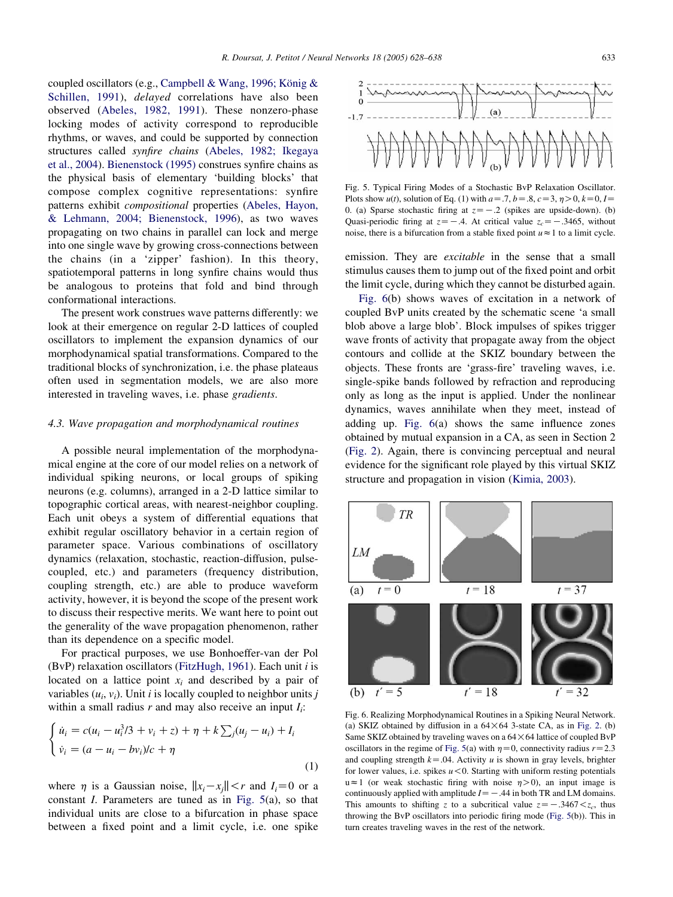coupled oscillators (e.g., Campbell & Wang, 1996; König & Schillen, 1991), *delayed* correlations have also been observed (Abeles, 1982, 1991). These nonzero-phase locking modes of activity correspond to reproducible rhythms, or waves, and could be supported by connection structures called *synfire chains* (Abeles, 1982; Ikegaya et al., 2004). Bienenstock (1995) construes synfire chains as the physical basis of elementary 'building blocks' that compose complex cognitive representations: synfire patterns exhibit *compositional* properties (Abeles, Hayon, & Lehmann, 2004; Bienenstock, 1996), as two waves propagating on two chains in parallel can lock and merge into one single wave by growing cross-connections between the chains (in a 'zipper' fashion). In this theory, spatiotemporal patterns in long synfire chains would thus be analogous to proteins that fold and bind through conformational interactions.

The present work construes wave patterns differently: we look at their emergence on regular 2-D lattices of coupled oscillators to implement the expansion dynamics of our morphodynamical spatial transformations. Compared to the traditional blocks of synchronization, i.e. the phase plateaus often used in segmentation models, we are also more interested in traveling waves, i.e. phase *gradients*.

### 4.3. Wave propagation and morphodynamical routines

A possible neural implementation of the morphodynamical engine at the core of our model relies on a network of individual spiking neurons, or local groups of spiking neurons (e.g. columns), arranged in a 2-D lattice similar to topographic cortical areas, with nearest-neighbor coupling. Each unit obeys a system of differential equations that exhibit regular oscillatory behavior in a certain region of parameter space. Various combinations of oscillatory dynamics (relaxation, stochastic, reaction-diffusion, pulse-coupled, etc.) and parameters (frequency distribution, coupling strength, etc.) are able to produce waveform activity, however, it is beyond the scope of the present work to discuss their respective merits. We want here to point out the generality of the wave propagation phenomenon, rather than its dependence on a specific model.

For practical purposes, we use Bonhoeffer-van der Pol (BvP) relaxation oscillators (FitzHugh, 1961). Each unit $i$ is located on a lattice point $x_i$ and described by a pair of variables $(u_i, v_i)$. Unit $i$ is locally coupled to neighbor units $j$ within a small radius $r$ and may also receive an input $I_i$:

$$\begin{cases} \dot{u}_i = c(u_i - u_i^3/3 + v_i + z) + \eta + k\sum_j (u_j - u_i) + I_i \\ \dot{v}_i = (a - u_i - bv_i)/c + \eta \end{cases} \tag{1}$$

where $\eta$ is a Gaussian noise, $\|x_i - x_j\| < r$ and $I_i = 0$ or a constant $I$. Parameters are tuned as in Fig. 5(a), so that individual units are close to a bifurcation in phase space between a fixed point and a limit cycle, i.e. one spike emission. They are *excitable* in the sense that a small stimulus causes them to jump out of the fixed point and orbit the limit cycle, during which they cannot be disturbed again.

Fig. 5. Typical Firing Modes of a Stochastic BvP Relaxation Oscillator. Plots show $u(t)$, solution of Eq. (1) with $a = .7$, $b = .8$, $c = 3$, $\eta > 0$, $k = 0$, $I = 0$. (a) Sparse stochastic firing at $z = -.2$ (spikes are upside-down). (b) Quasi-periodic firing at $z = -.4$. At critical value $z_c = -.3465$, without noise, there is a bifurcation from a stable fixed point $u \approx 1$ to a limit cycle.

Fig. 6(b) shows waves of excitation in a network of coupled BvP units created by the schematic scene 'a small blob above a large blob'. Block impulses of spikes trigger wave fronts of activity that propagate away from the object contours and collide at the SKIZ boundary between the objects. These fronts are 'grass-fire' traveling waves, i.e. single-spike bands followed by refraction and reproducing only as long as the input is applied. Under the nonlinear dynamics, waves annihilate when they meet, instead of adding up. Fig. 6(a) shows the same influence zones obtained by mutual expansion in a CA, as seen in Section 2 (Fig. 2). Again, there is convincing perceptual and neural evidence for the significant role played by this virtual SKIZ structure and propagation in vision (Kimia, 2003).

Fig. 6. Realizing Morphodynamical Routines in a Spiking Neural Network. (a) SKIZ obtained by diffusion in a 64×64 3-state CA, as in Fig. 2. (b) Same SKIZ obtained by traveling waves on a 64×64 lattice of coupled BvP oscillators in the regime of Fig. 5(a) with $\eta = 0$, connectivity radius $r = 2.3$ and coupling strength $k = .04$. Activity $u$ is shown in gray levels, brighter for lower values, i.e. spikes $u < 0$. Starting with uniform resting potentials $u \approx 1$ (or weak stochastic firing with noise $\eta > 0$), an input image is continuously applied with amplitude $I = -.44$ in both TR and LM domains. This amounts to shifting $z$ to a subcritical value $z = -.3467 < z_c$, thus throwing the BvP oscillators into periodic firing mode (Fig. 5(b)). This in turn creates traveling waves in the rest of the network.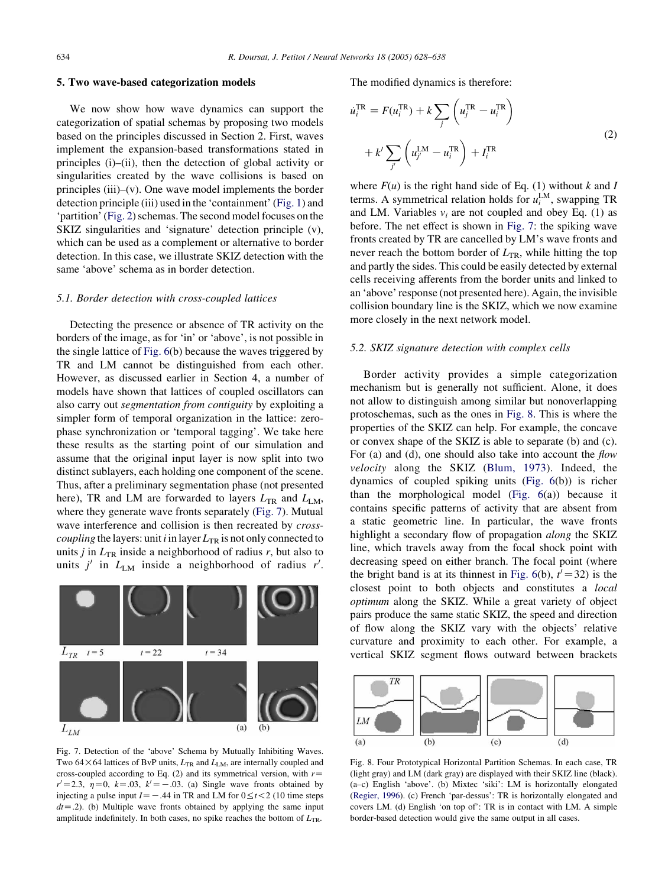## 5. Two wave-based categorization models

We now show how wave dynamics can support the categorization of spatial schemas by proposing two models based on the principles discussed in Section 2. First, waves implement the expansion-based transformations stated in principles (i)–(ii), then the detection of global activity or singularities created by the wave collisions is based on principles (iii)–(v). One wave model implements the border detection principle (iii) used in the 'containment' (Fig. 1) and 'partition' (Fig. 2) schemas. The second model focuses on the SKIZ singularities and 'signature' detection principle (v), which can be used as a complement or alternative to border detection. In this case, we illustrate SKIZ detection with the same 'above' schema as in border detection.

### 5.1. Border detection with cross-coupled lattices

Detecting the presence or absence of TR activity on the borders of the image, as for 'in' or 'above', is not possible in the single lattice of Fig. 6(b) because the waves triggered by TR and LM cannot be distinguished from each other. However, as discussed earlier in Section 4, a number of models have shown that lattices of coupled oscillators can also carry out *segmentation from contiguity* by exploiting a simpler form of temporal organization in the lattice: zero-phase synchronization or 'temporal tagging'. We take here these results as the starting point of our simulation and assume that the original input layer is now split into two distinct sublayers, each holding one component of the scene. Thus, after a preliminary segmentation phase (not presented here), TR and LM are forwarded to layers $L_{TR}$ and $L_{LM}$, where they generate wave fronts separately (Fig. 7). Mutual wave interference and collision is then recreated by *cross-coupling* the layers: unit $i$ in layer $L_{TR}$ is not only connected to units $j$ in $L_{TR}$ inside a neighborhood of radius $r$, but also to units $j'$ in $L_{LM}$ inside a neighborhood of radius $r'$.

Fig. 7. Detection of the 'above' Schema by Mutually Inhibiting Waves. Two 64×64 lattices of BvP units, $L_{TR}$ and $L_{LM}$, are internally coupled and cross-coupled according to Eq. (2) and its symmetrical version, with $r=r'=2.3$, $\eta=0$, $k=.03$, $k'=-.03$. (a) Single wave fronts obtained by injecting a pulse input $I=-.44$ in TR and LM for $0\leq t<2$ (10 time steps $dt=.2$). (b) Multiple wave fronts obtained by applying the same input amplitude indefinitely. In both cases, no spike reaches the bottom of $L_{TR}$.

The modified dynamics is therefore:

$$\dot{u}_i^{TR} = F(u_i^{TR}) + k\sum_j \left(u_j^{TR} - u_i^{TR}\right) + k'\sum_{j'} \left(u_{j'}^{LM} - u_i^{TR}\right) + I_i^{TR} \tag{2}$$

where $F(u)$ is the right hand side of Eq. (1) without $k$ and $I$ terms. A symmetrical relation holds for $u_i^{LM}$, swapping TR and LM. Variables $v_i$ are not coupled and obey Eq. (1) as before. The net effect is shown in Fig. 7: the spiking wave fronts created by TR are cancelled by LM's wave fronts and never reach the bottom border of $L_{TR}$, while hitting the top and partly the sides. This could be easily detected by external cells receiving afferents from the border units and linked to an 'above' response (not presented here). Again, the invisible collision boundary line is the SKIZ, which we now examine more closely in the next network model.

### 5.2. SKIZ signature detection with complex cells

Border activity provides a simple categorization mechanism but is generally not sufficient. Alone, it does not allow to distinguish among similar but nonoverlapping protoschemas, such as the ones in Fig. 8. This is where the properties of the SKIZ can help. For example, the concave or convex shape of the SKIZ is able to separate (b) and (c). For (a) and (d), one should also take into account the *flow velocity* along the SKIZ (Blum, 1973). Indeed, the dynamics of coupled spiking units (Fig. 6(b)) is richer than the morphological model (Fig. 6(a)) because it contains specific patterns of activity that are absent from a static geometric line. In particular, the wave fronts highlight a secondary flow of propagation *along* the SKIZ line, which travels away from the focal shock point with decreasing speed on either branch. The focal point (where the bright band is at its thinnest in Fig. 6(b), $t'=32$) is the closest point to both objects and constitutes a *local optimum* along the SKIZ. While a great variety of object pairs produce the same static SKIZ, the speed and direction of flow along the SKIZ vary with the objects' relative curvature and proximity to each other. For example, a vertical SKIZ segment flows outward between brackets

Fig. 8. Four Prototypical Horizontal Partition Schemas. In each case, TR (light gray) and LM (dark gray) are displayed with their SKIZ line (black). (a–c) English 'above'. (b) Mixtec 'siki': LM is horizontally elongated (Regier, 1996). (c) French 'par-dessus': TR is horizontally elongated and covers LM. (d) English 'on top of': TR is in contact with LM. A simple border-based detection would give the same output in all cases.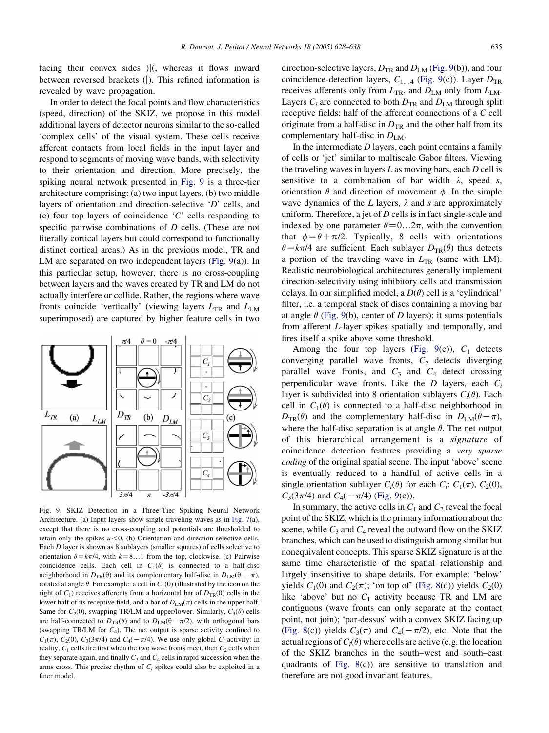facing their convex sides )|(, whereas it flows inward between reversed brackets (|). This refined information is revealed by wave propagation.

In order to detect the focal points and flow characteristics (speed, direction) of the SKIZ, we propose in this model additional layers of detector neurons similar to the so-called 'complex cells' of the visual system. These cells receive afferent contacts from local fields in the input layer and respond to segments of moving wave bands, with selectivity to their orientation and direction. More precisely, the spiking neural network presented in Fig. 9 is a three-tier architecture comprising: (a) two input layers, (b) two middle layers of orientation and direction-selective '$D$' cells, and (c) four top layers of coincidence '$C$' cells responding to specific pairwise combinations of $D$ cells. (These are not literally cortical layers but could correspond to functionally distinct cortical areas.) As in the previous model, TR and LM are separated on two independent layers (Fig. 9(a)). In this particular setup, however, there is no cross-coupling between layers and the waves created by TR and LM do not actually interfere or collide. Rather, the regions where wave fronts coincide 'vertically' (viewing layers $L_{TR}$ and $L_{LM}$ superimposed) are captured by higher feature cells in two direction-selective layers, $D_{TR}$ and $D_{LM}$ (Fig. 9(b)), and four coincidence-detection layers, $C_{1...4}$ (Fig. 9(c)). Layer $D_{TR}$ receives afferents only from $L_{TR}$, and $D_{LM}$ only from $L_{LM}$. Layers $C_i$ are connected to both $D_{TR}$ and $D_{LM}$ through split receptive fields: half of the afferent connections of a $C$ cell originate from a half-disc in $D_{TR}$ and the other half from its complementary half-disc in $D_{LM}$.

Fig. 9. SKIZ Detection in a Three-Tier Spiking Neural Network Architecture. (a) Input layers show single traveling waves as in Fig. 7(a), except that there is no cross-coupling and potentials are thresholded to retain only the spikes $u<0$. (b) Orientation and direction-selective cells. Each $D$ layer is shown as 8 sublayers (smaller squares) of cells selective to orientation $\theta=k\pi/4$, with $k=8...1$ from the top, clockwise. (c) Pairwise coincidence cells. Each cell in $C_1(\theta)$ is connected to a half-disc neighborhood in $D_{TR}(\theta)$ and its complementary half-disc in $D_{LM}(\theta-\pi)$, rotated at angle $\theta$. For example: a cell in $C_1(0)$ (illustrated by the icon on the right of $C_1$) receives afferents from a horizontal bar of $D_{TR}(0)$ cells in the lower half of its receptive field, and a bar of $D_{LM}(\pi)$ cells in the upper half. Same for $C_2(0)$, swapping TR/LM and upper/lower. Similarly, $C_3(\theta)$ cells are half-connected to $D_{TR}(\theta)$ and to $D_{LM}(\theta-\pi/2)$, with orthogonal bars (swapping TR/LM for $C_4$). The net output is sparse activity confined to $C_1(\pi)$, $C_2(0)$, $C_3(3\pi/4)$ and $C_4(-\pi/4)$. We use only global $C_i$ activity: in reality, $C_1$ cells fire first when the two wave fronts meet, then $C_2$ cells when they separate again, and finally $C_3$ and $C_4$ cells in rapid succession when the arms cross. This precise rhythm of $C_i$ spikes could also be exploited in a finer model.

In the intermediate $D$ layers, each point contains a family of cells or 'jet' similar to multiscale Gabor filters. Viewing the traveling waves in layers $L$ as moving bars, each $D$ cell is sensitive to a combination of bar width $\lambda$, speed $s$, orientation $\theta$ and direction of movement $\phi$. In the simple wave dynamics of the $L$ layers, $\lambda$ and $s$ are approximately uniform. Therefore, a jet of $D$ cells is in fact single-scale and indexed by one parameter $\theta=0...2\pi$, with the convention that $\phi=\theta+\pi/2$. Typically, 8 cells with orientations $\theta=k\pi/4$ are sufficient. Each sublayer $D_{TR}(\theta)$ thus detects a portion of the traveling wave in $L_{TR}$ (same with LM). Realistic neurobiological architectures generally implement direction-selectivity using inhibitory cells and transmission delays. In our simplified model, a $D(\theta)$ cell is a 'cylindrical' filter, i.e. a temporal stack of discs containing a moving bar at angle $\theta$ (Fig. 9(b), center of $D$ layers): it sums potentials from afferent $L$-layer spikes spatially and temporally, and fires itself a spike above some threshold.

Among the four top layers (Fig. 9(c)), $C_1$ detects converging parallel wave fronts, $C_2$ detects diverging parallel wave fronts, and $C_3$ and $C_4$ detect crossing perpendicular wave fronts. Like the $D$ layers, each $C_i$ layer is subdivided into 8 orientation sublayers $C_i(\theta)$. Each cell in $C_1(\theta)$ is connected to a half-disc neighborhood in $D_{TR}(\theta)$ and the complementary half-disc in $D_{LM}(\theta-\pi)$, where the half-disc separation is at angle $\theta$. The net output of this hierarchical arrangement is a *signature* of coincidence detection features providing a *very sparse coding* of the original spatial scene. The input 'above' scene is eventually reduced to a handful of active cells in a single orientation sublayer $C_i(\theta)$ for each $C_i$: $C_1(\pi)$, $C_2(0)$, $C_3(3\pi/4)$ and $C_4(-\pi/4)$ (Fig. 9(c)).

In summary, the active cells in $C_1$ and $C_2$ reveal the focal point of the SKIZ, which is the primary information about the scene, while $C_3$ and $C_4$ reveal the outward flow on the SKIZ branches, which can be used to distinguish among similar but nonequivalent concepts. This sparse SKIZ signature is at the same time characteristic of the spatial relationship and largely insensitive to shape details. For example: 'below' yields $C_1(0)$ and $C_2(\pi)$; 'on top of' (Fig. 8(d)) yields $C_2(0)$ like 'above' but no $C_1$ activity because TR and LM are contiguous (wave fronts can only separate at the contact point, not join); 'par-dessus' with a convex SKIZ facing up (Fig. 8(c)) yields $C_3(\pi)$ and $C_4(-\pi/2)$, etc. Note that the actual regions of $C_i(\theta)$ where cells are active (e.g. the location of the SKIZ branches in the south–west and south–east quadrants of Fig. 8(c)) are sensitive to translation and therefore are not good invariant features.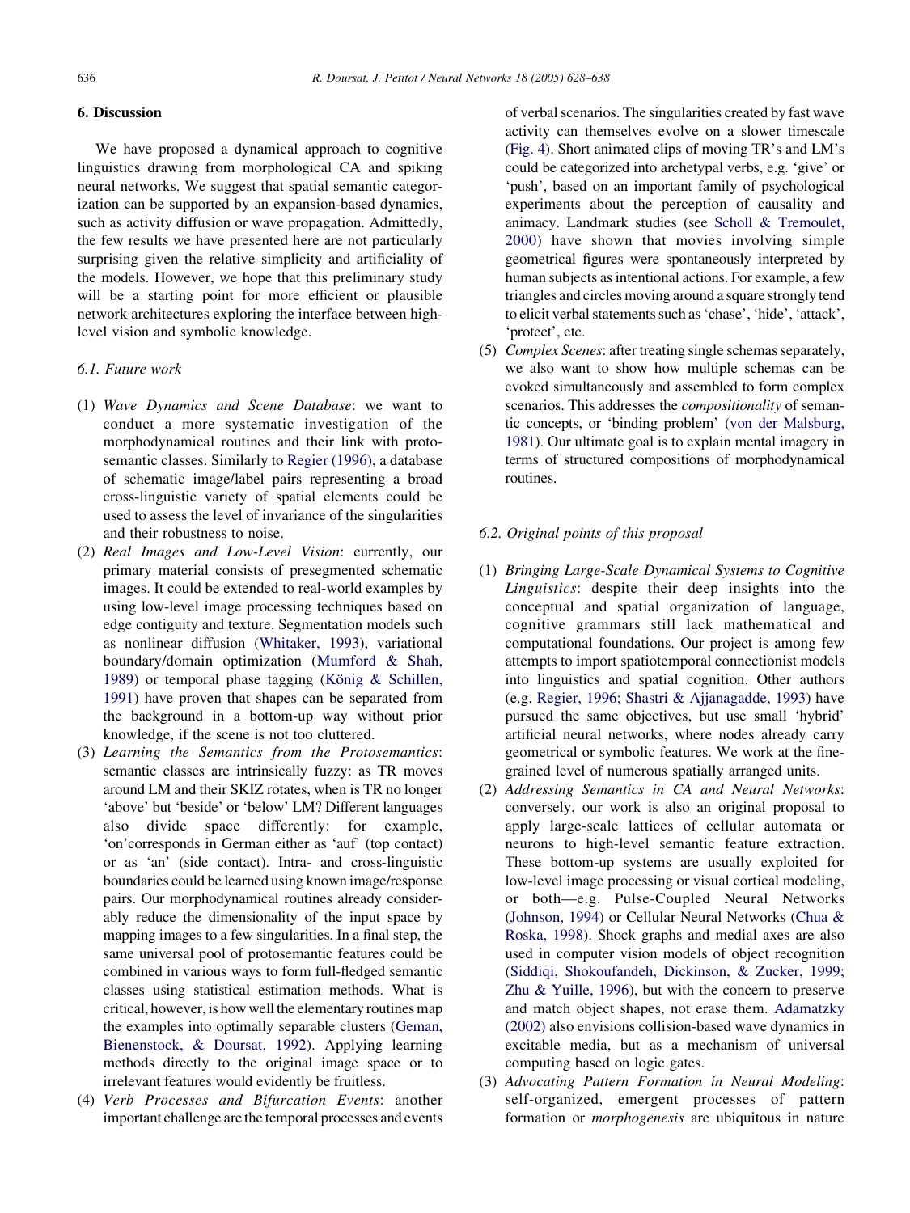## 6. Discussion

We have proposed a dynamical approach to cognitive linguistics drawing from morphological CA and spiking neural networks. We suggest that spatial semantic categorization can be supported by an expansion-based dynamics, such as activity diffusion or wave propagation. Admittedly, the few results we have presented here are not particularly surprising given the relative simplicity and artificiality of the models. However, we hope that this preliminary study will be a starting point for more efficient or plausible network architectures exploring the interface between high-level vision and symbolic knowledge.

### 6.1. Future work

1. *Wave Dynamics and Scene Database*: we want to conduct a more systematic investigation of the morphodynamical routines and their link with protosemantic classes. Similarly to Regier (1996), a database of schematic image/label pairs representing a broad cross-linguistic variety of spatial elements could be used to assess the level of invariance of the singularities and their robustness to noise.
2. *Real Images and Low-Level Vision*: currently, our primary material consists of presegmented schematic images. It could be extended to real-world examples by using low-level image processing techniques based on edge contiguity and texture. Segmentation models such as nonlinear diffusion (Whitaker, 1993), variational boundary/domain optimization (Mumford & Shah, 1989) or temporal phase tagging (König & Schillen, 1991) have proven that shapes can be separated from the background in a bottom-up way without prior knowledge, if the scene is not too cluttered.
3. *Learning the Semantics from the Protosemantics*: semantic classes are intrinsically fuzzy: as TR moves around LM and their SKIZ rotates, when is TR no longer 'above' but 'beside' or 'below' LM? Different languages also divide space differently: for example, 'on'corresponds in German either as 'auf' (top contact) or as 'an' (side contact). Intra- and cross-linguistic boundaries could be learned using known image/response pairs. Our morphodynamical routines already considerably reduce the dimensionality of the input space by mapping images to a few singularities. In a final step, the same universal pool of protosemantic features could be combined in various ways to form full-fledged semantic classes using statistical estimation methods. What is critical, however, is how well the elementary routines map the examples into optimally separable clusters (Geman, Bienenstock, & Doursat, 1992). Applying learning methods directly to the original image space or to irrelevant features would evidently be fruitless.
4. *Verb Processes and Bifurcation Events*: another important challenge are the temporal processes and events of verbal scenarios. The singularities created by fast wave activity can themselves evolve on a slower timescale (Fig. 4). Short animated clips of moving TR's and LM's could be categorized into archetypal verbs, e.g. 'give' or 'push', based on an important family of psychological experiments about the perception of causality and animacy. Landmark studies (see Scholl & Tremoulet, 2000) have shown that movies involving simple geometrical figures were spontaneously interpreted by human subjects as intentional actions. For example, a few triangles and circles moving around a square strongly tend to elicit verbal statements such as 'chase', 'hide', 'attack', 'protect', etc.
5. *Complex Scenes*: after treating single schemas separately, we also want to show how multiple schemas can be evoked simultaneously and assembled to form complex scenarios. This addresses the *compositionality* of semantic concepts, or 'binding problem' (von der Malsburg, 1981). Our ultimate goal is to explain mental imagery in terms of structured compositions of morphodynamical routines.

### 6.2. Original points of this proposal

1. *Bringing Large-Scale Dynamical Systems to Cognitive Linguistics*: despite their deep insights into the conceptual and spatial organization of language, cognitive grammars still lack mathematical and computational foundations. Our project is among few attempts to import spatiotemporal connectionist models into linguistics and spatial cognition. Other authors (e.g. Regier, 1996; Shastri & Ajjanagadde, 1993) have pursued the same objectives, but use small 'hybrid' artificial neural networks, where nodes already carry geometrical or symbolic features. We work at the fine-grained level of numerous spatially arranged units.
2. *Addressing Semantics in CA and Neural Networks*: conversely, our work is also an original proposal to apply large-scale lattices of cellular automata or neurons to high-level semantic feature extraction. These bottom-up systems are usually exploited for low-level image processing or visual cortical modeling, or both—e.g. Pulse-Coupled Neural Networks (Johnson, 1994) or Cellular Neural Networks (Chua & Roska, 1998). Shock graphs and medial axes are also used in computer vision models of object recognition (Siddiqi, Shokoufandeh, Dickinson, & Zucker, 1999; Zhu & Yuille, 1996), but with the concern to preserve and match object shapes, not erase them. Adamatzky (2002) also envisions collision-based wave dynamics in excitable media, but as a mechanism of universal computing based on logic gates.
3. *Advocating Pattern Formation in Neural Modeling*: self-organized, emergent processes of pattern formation or *morphogenesis* are ubiquitous in nature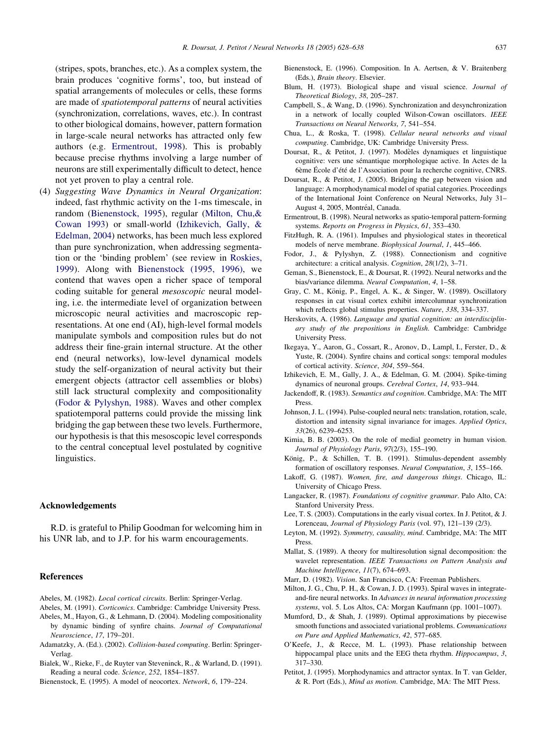(stripes, spots, branches, etc.). As a complex system, the brain produces 'cognitive forms', too, but instead of spatial arrangements of molecules or cells, these forms are made of *spatiotemporal patterns* of neural activities (synchronization, correlations, waves, etc.). In contrast to other biological domains, however, pattern formation in large-scale neural networks has attracted only few authors (e.g. Ermentrout, 1998). This is probably because precise rhythms involving a large number of neurons are still experimentally difficult to detect, hence not yet proven to play a central role.

(4) *Suggesting Wave Dynamics in Neural Organization*: indeed, fast rhythmic activity on the 1-ms timescale, in random (Bienenstock, 1995), regular (Milton, Chu,& Cowan 1993) or small-world (Izhikevich, Gally, & Edelman, 2004) networks, has been much less explored than pure synchronization, when addressing segmentation or the 'binding problem' (see review in Roskies, 1999). Along with Bienenstock (1995, 1996), we contend that waves open a richer space of temporal coding suitable for general *mesoscopic* neural modeling, i.e. the intermediate level of organization between microscopic neural activities and macroscopic representations. At one end (AI), high-level formal models manipulate symbols and composition rules but do not address their fine-grain internal structure. At the other end (neural networks), low-level dynamical models study the self-organization of neural activity but their emergent objects (attractor cell assemblies or blobs) still lack structural complexity and compositionality (Fodor & Pylyshyn, 1988). Waves and other complex spatiotemporal patterns could provide the missing link bridging the gap between these two levels. Furthermore, our hypothesis is that this mesoscopic level corresponds to the central conceptual level postulated by cognitive linguistics.

## Acknowledgements

R.D. is grateful to Philip Goodman for welcoming him in his UNR lab, and to J.P. for his warm encouragements.

## References

Abeles, M. (1982). *Local cortical circuits*. Berlin: Springer-Verlag.

Abeles, M. (1991). *Corticonics*. Cambridge: Cambridge University Press.

Abeles, M., Hayon, G., & Lehmann, D. (2004). Modeling compositionality by dynamic binding of synfire chains. *Journal of Computational Neuroscience*, *17*, 179–201.

Adamatzky, A. (Ed.). (2002). *Collision-based computing*. Berlin: Springer-Verlag.

Bialek, W., Rieke, F., de Ruyter van Steveninck, R., & Warland, D. (1991). Reading a neural code. *Science*, *252*, 1854–1857.

Bienenstock, E. (1995). A model of neocortex. *Network*, *6*, 179–224.

Bienenstock, E. (1996). Composition. In A. Aertsen, & V. Braitenberg (Eds.), *Brain theory*. Elsevier.

Blum, H. (1973). Biological shape and visual science. *Journal of Theoretical Biology*, *38*, 205–287.

Campbell, S., & Wang, D. (1996). Synchronization and desynchronization in a network of locally coupled Wilson-Cowan oscillators. *IEEE Transactions on Neural Networks*, *7*, 541–554.

Chua, L., & Roska, T. (1998). *Cellular neural networks and visual computing*. Cambridge, UK: Cambridge University Press.

Doursat, R., & Petitot, J. (1997). Modèles dynamiques et linguistique cognitive: vers une sémantique morphologique active. In Actes de la 6ème École d'été de l'Association pour la recherche cognitive, CNRS.

Doursat, R., & Petitot, J. (2005). Bridging the gap between vision and language: A morphodynamical model of spatial categories. Proceedings of the International Joint Conference on Neural Networks, July 31–August 4, 2005, Montréal, Canada.

Ermentrout, B. (1998). Neural networks as spatio-temporal pattern-forming systems. *Reports on Progress in Physics*, *61*, 353–430.

FitzHugh, R. A. (1961). Impulses and physiological states in theoretical models of nerve membrane. *Biophysical Journal*, *1*, 445–466.

Fodor, J., & Pylyshyn, Z. (1988). Connectionism and cognitive architecture: a critical analysis. *Cognition*, *28*(1/2), 3–71.

Geman, S., Bienenstock, E., & Doursat, R. (1992). Neural networks and the bias/variance dilemma. *Neural Computation*, *4*, 1–58.

Gray, C. M., König, P., Engel, A. K., & Singer, W. (1989). Oscillatory responses in cat visual cortex exhibit intercolumnar synchronization which reflects global stimulus properties. *Nature*, *338*, 334–337.

Herskovits, A. (1986). *Language and spatial cognition: an interdisciplinary study of the prepositions in English*. Cambridge: Cambridge University Press.

Ikegaya, Y., Aaron, G., Cossart, R., Aronov, D., Lampl, I., Ferster, D., & Yuste, R. (2004). Synfire chains and cortical songs: temporal modules of cortical activity. *Science*, *304*, 559–564.

Izhikevich, E. M., Gally, J. A., & Edelman, G. M. (2004). Spike-timing dynamics of neuronal groups. *Cerebral Cortex*, *14*, 933–944.

Jackendoff, R. (1983). *Semantics and cognition*. Cambridge, MA: The MIT Press.

Johnson, J. L. (1994). Pulse-coupled neural nets: translation, rotation, scale, distortion and intensity signal invariance for images. *Applied Optics*, *33*(26), 6239–6253.

Kimia, B. B. (2003). On the role of medial geometry in human vision. *Journal of Physiology Paris*, *97*(2/3), 155–190.

König, P., & Schillen, T. B. (1991). Stimulus-dependent assembly formation of oscillatory responses. *Neural Computation*, *3*, 155–166.

Lakoff, G. (1987). *Women, fire, and dangerous things*. Chicago, IL: University of Chicago Press.

Langacker, R. (1987). *Foundations of cognitive grammar*. Palo Alto, CA: Stanford University Press.

Lee, T. S. (2003). Computations in the early visual cortex. In J. Petitot, & J. Lorenceau, *Journal of Physiology Paris* (vol. 97), 121–139 (2/3).

Leyton, M. (1992). *Symmetry, causality, mind*. Cambridge, MA: The MIT Press.

Mallat, S. (1989). A theory for multiresolution signal decomposition: the wavelet representation. *IEEE Transactions on Pattern Analysis and Machine Intelligence*, *11*(7), 674–693.

Marr, D. (1982). *Vision*. San Francisco, CA: Freeman Publishers.

Milton, J. G., Chu, P. H., & Cowan, J. D. (1993). Spiral waves in integrate-and-fire neural networks. In *Advances in neural information processing systems*, vol. 5. Los Altos, CA: Morgan Kaufmann (pp. 1001–1007).

Mumford, D., & Shah, J. (1989). Optimal approximations by piecewise smooth functions and associated variational problems. *Communications on Pure and Applied Mathematics*, *42*, 577–685.

O'Keefe, J., & Recce, M. L. (1993). Phase relationship between hippocampal place units and the EEG theta rhythm. *Hippocampus*, *3*, 317–330.

Petitot, J. (1995). Morphodynamics and attractor syntax. In T. van Gelder, & R. Port (Eds.), *Mind as motion*. Cambridge, MA: The MIT Press.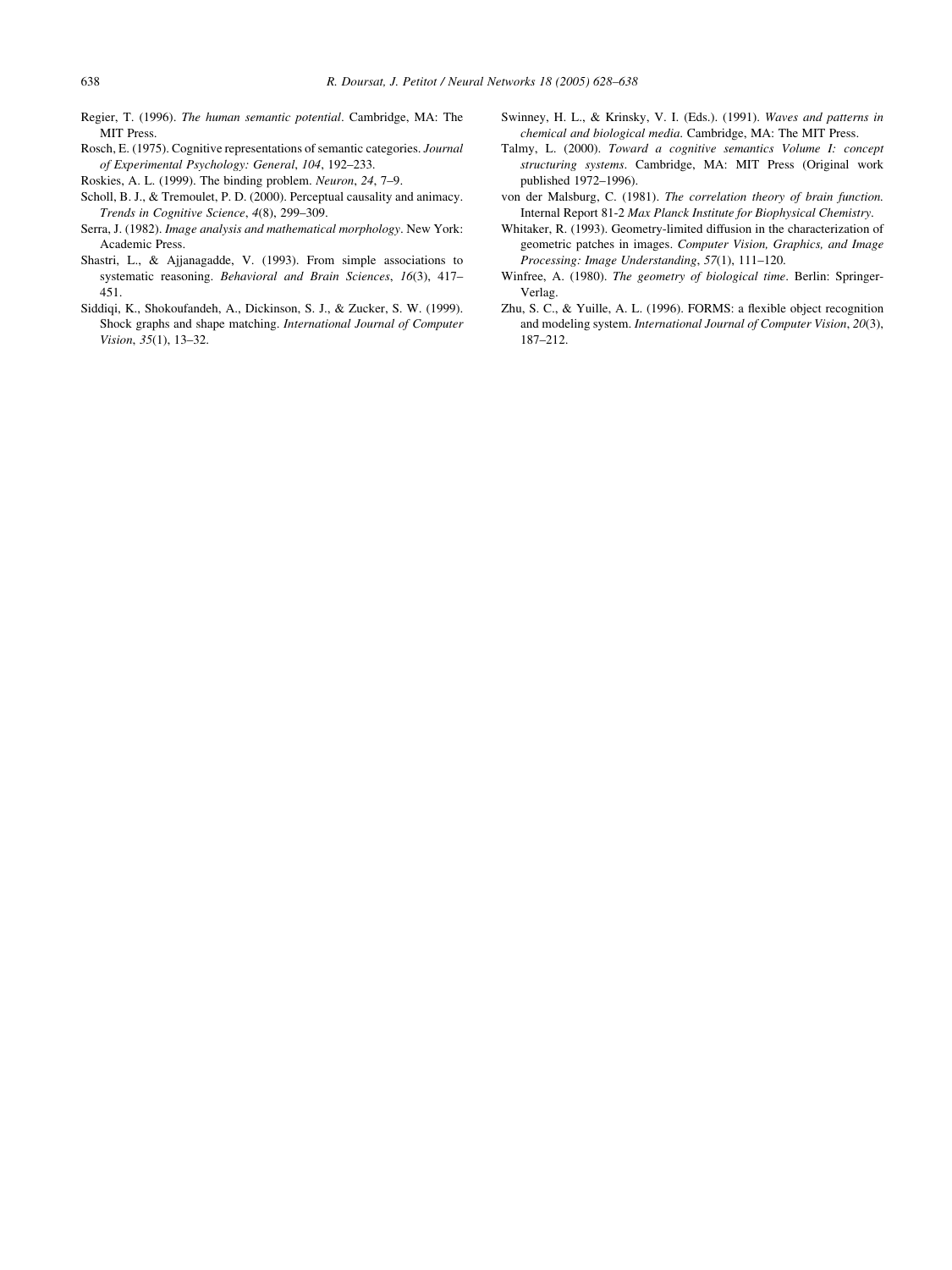Regier, T. (1996). *The human semantic potential*. Cambridge, MA: The MIT Press.

Rosch, E. (1975). Cognitive representations of semantic categories. *Journal of Experimental Psychology: General*, *104*, 192–233.

Roskies, A. L. (1999). The binding problem. *Neuron*, *24*, 7–9.

Scholl, B. J., & Tremoulet, P. D. (2000). Perceptual causality and animacy. *Trends in Cognitive Science*, *4*(8), 299–309.

Serra, J. (1982). *Image analysis and mathematical morphology*. New York: Academic Press.

Shastri, L., & Ajjanagadde, V. (1993). From simple associations to systematic reasoning. *Behavioral and Brain Sciences*, *16*(3), 417–451.

Siddiqi, K., Shokoufandeh, A., Dickinson, S. J., & Zucker, S. W. (1999). Shock graphs and shape matching. *International Journal of Computer Vision*, *35*(1), 13–32.

Swinney, H. L., & Krinsky, V. I. (Eds.). (1991). *Waves and patterns in chemical and biological media*. Cambridge, MA: The MIT Press.

Talmy, L. (2000). *Toward a cognitive semantics Volume I: concept structuring systems*. Cambridge, MA: MIT Press (Original work published 1972–1996).

von der Malsburg, C. (1981). *The correlation theory of brain function.* Internal Report 81-2 *Max Planck Institute for Biophysical Chemistry*.

Whitaker, R. (1993). Geometry-limited diffusion in the characterization of geometric patches in images. *Computer Vision, Graphics, and Image Processing: Image Understanding*, *57*(1), 111–120.

Winfree, A. (1980). *The geometry of biological time*. Berlin: Springer-Verlag.

Zhu, S. C., & Yuille, A. L. (1996). FORMS: a flexible object recognition and modeling system. *International Journal of Computer Vision*, *20*(3), 187–212.